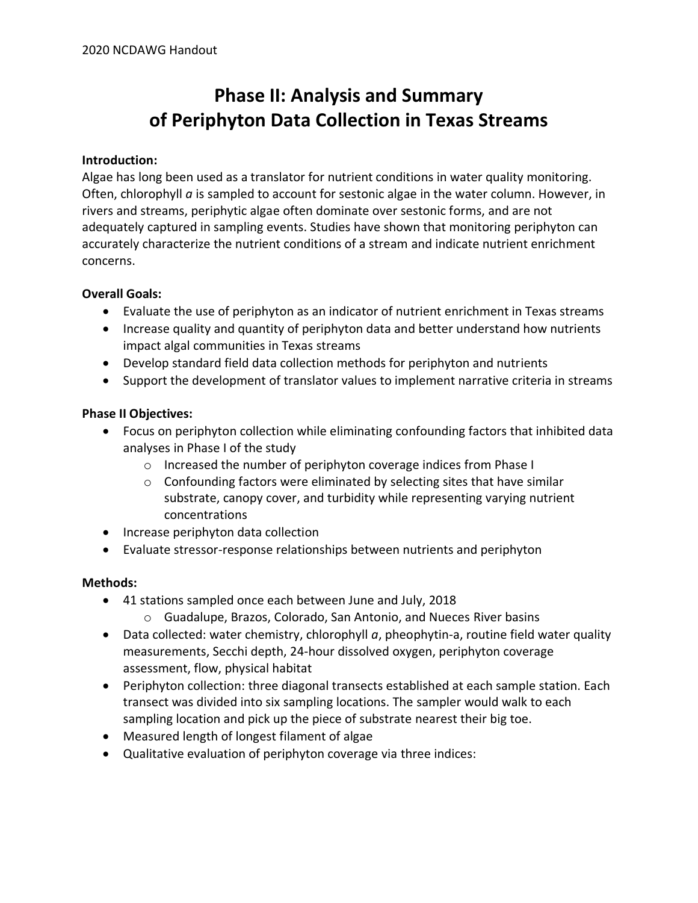# Phase II: Analysis and Summary of Periphyton Data Collection in Texas Streams

**Introduction:**

Algae has long been used as a translator for nutrient conditions in water quality monitoring. Often, chlorophyll *a* is sampled to account for sestonic algae in the water column. However, in rivers and streams, periphytic algae often dominate over sestonic forms, and are not adequately captured in sampling events. Studies have shown that monitoring periphyton can accurately characterize the nutrient conditions of a stream and indicate nutrient enrichment concerns.

**Overall Goals:**

- Evaluate the use of periphyton as an indicator of nutrient enrichment in Texas streams
- Increase quality and quantity of periphyton data and better understand how nutrients impact algal communities in Texas streams
- Develop standard field data collection methods for periphyton and nutrients
- Support the development of translator values to implement narrative criteria in streams

**Phase II Objectives:**

- Focus on periphyton collection while eliminating confounding factors that inhibited data analyses in Phase I of the study
  - Increased the number of periphyton coverage indices from Phase I
  - Confounding factors were eliminated by selecting sites that have similar substrate, canopy cover, and turbidity while representing varying nutrient concentrations
- Increase periphyton data collection
- Evaluate stressor-response relationships between nutrients and periphyton

**Methods:**

- 41 stations sampled once each between June and July, 2018
  - Guadalupe, Brazos, Colorado, San Antonio, and Nueces River basins
- Data collected: water chemistry, chlorophyll *a*, pheophytin-a, routine field water quality measurements, Secchi depth, 24-hour dissolved oxygen, periphyton coverage assessment, flow, physical habitat
- Periphyton collection: three diagonal transects established at each sample station. Each transect was divided into six sampling locations. The sampler would walk to each sampling location and pick up the piece of substrate nearest their big toe.
- Measured length of longest filament of algae
- Qualitative evaluation of periphyton coverage via three indices: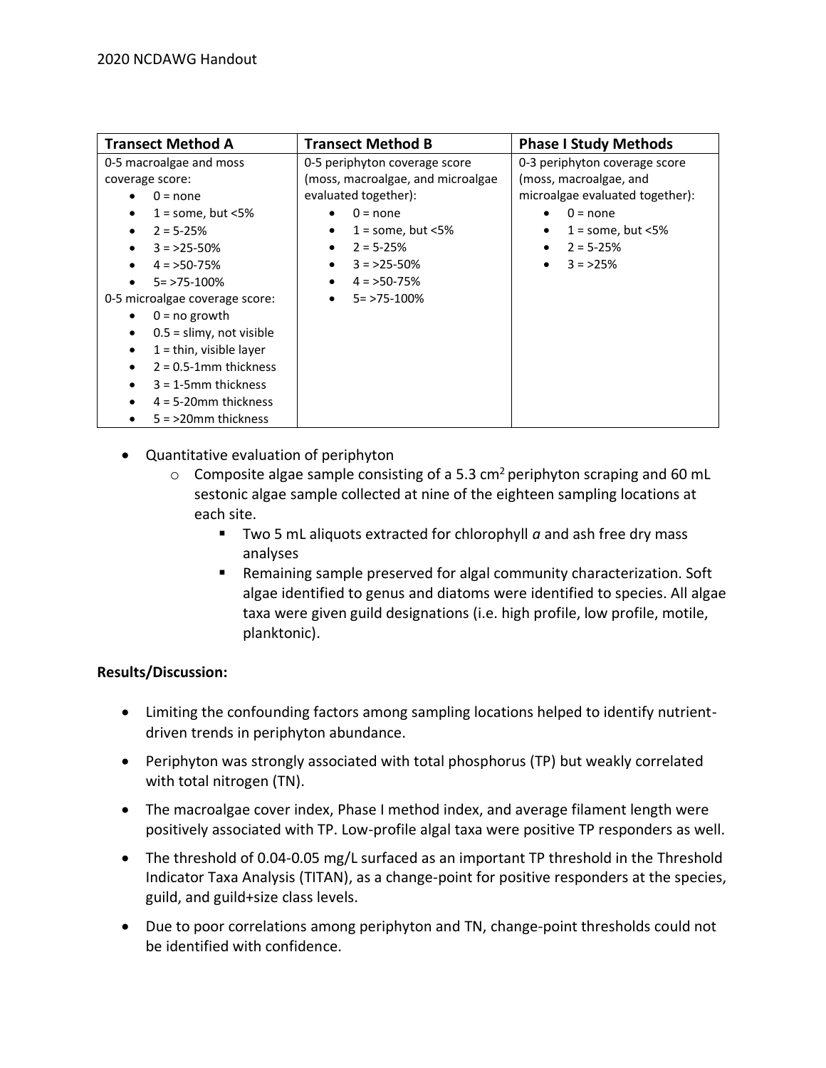| Transect Method A | Transect Method B | Phase I Study Methods |
|---|---|---|
| 0-5 macroalgae and moss coverage score:<br>• 0 = none<br>• 1 = some, but <5%<br>• 2 = 5-25%<br>• 3 = >25-50%<br>• 4 = >50-75%<br>• 5= >75-100%<br>0-5 microalgae coverage score:<br>• 0 = no growth<br>• 0.5 = slimy, not visible<br>• 1 = thin, visible layer<br>• 2 = 0.5-1mm thickness<br>• 3 = 1-5mm thickness<br>• 4 = 5-20mm thickness<br>• 5 = >20mm thickness | 0-5 periphyton coverage score (moss, macroalgae, and microalgae evaluated together):<br>• 0 = none<br>• 1 = some, but <5%<br>• 2 = 5-25%<br>• 3 = >25-50%<br>• 4 = >50-75%<br>• 5= >75-100% | 0-3 periphyton coverage score (moss, macroalgae, and microalgae evaluated together):<br>• 0 = none<br>• 1 = some, but <5%<br>• 2 = 5-25%<br>• 3 = >25% |

- Quantitative evaluation of periphyton
  - Composite algae sample consisting of a 5.3 $cm^2$ periphyton scraping and 60 mL sestonic algae sample collected at nine of the eighteen sampling locations at each site.
    - Two 5 mL aliquots extracted for chlorophyll *a* and ash free dry mass analyses
    - Remaining sample preserved for algal community characterization. Soft algae identified to genus and diatoms were identified to species. All algae taxa were given guild designations (i.e. high profile, low profile, motile, planktonic).

**Results/Discussion:**

- Limiting the confounding factors among sampling locations helped to identify nutrient-driven trends in periphyton abundance.
- Periphyton was strongly associated with total phosphorus (TP) but weakly correlated with total nitrogen (TN).
- The macroalgae cover index, Phase I method index, and average filament length were positively associated with TP. Low-profile algal taxa were positive TP responders as well.
- The threshold of 0.04-0.05 mg/L surfaced as an important TP threshold in the Threshold Indicator Taxa Analysis (TITAN), as a change-point for positive responders at the species, guild, and guild+size class levels.
- Due to poor correlations among periphyton and TN, change-point thresholds could not be identified with confidence.